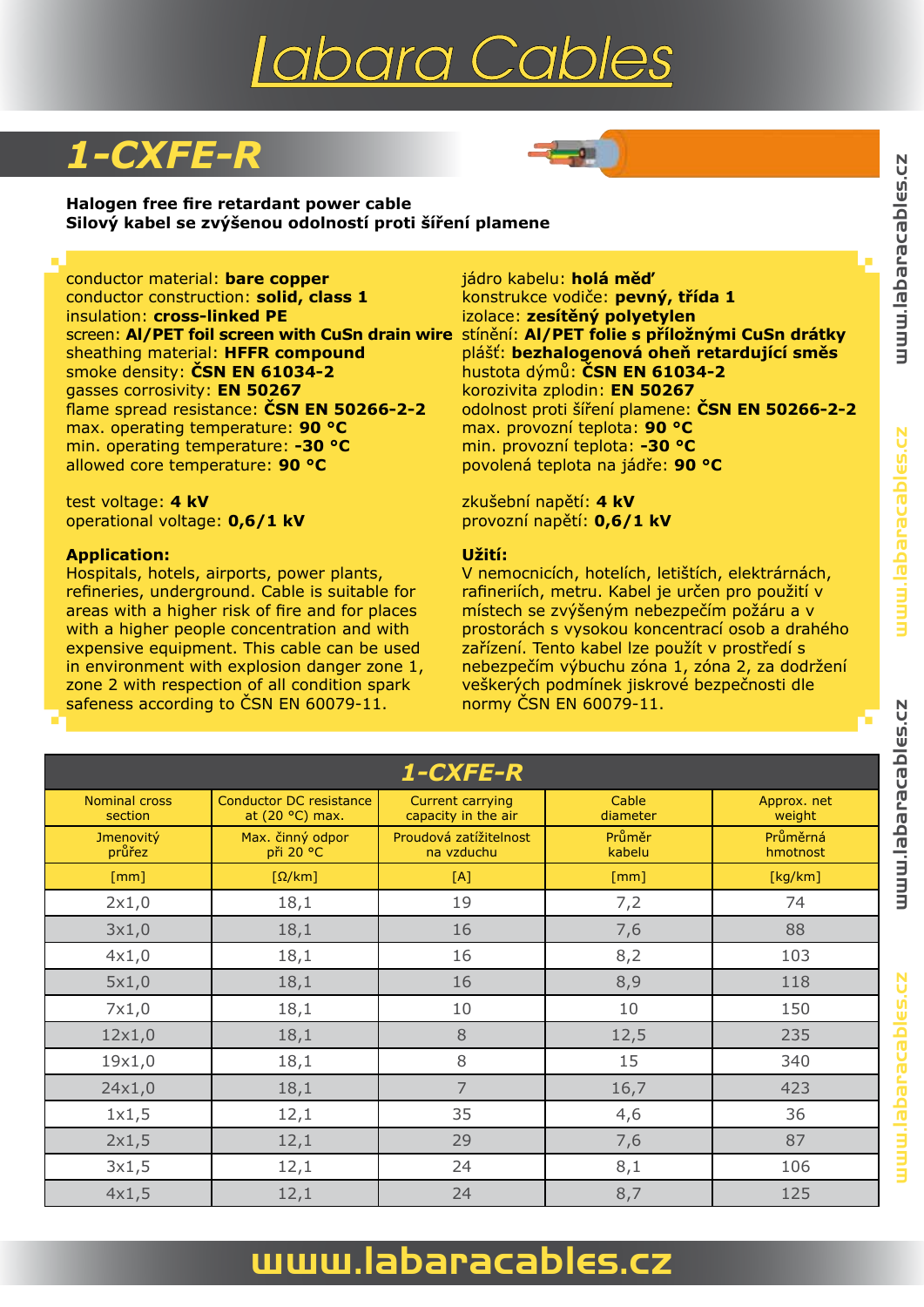# Labara Cables

## 1-CXFE-R

**Halogen free fire retardant power cable**
**Silový kabel se zvýšenou odolností proti šíření plamene**

conductor material: **bare copper**
conductor construction: **solid, class 1**
insulation: **cross-linked PE**
screen: **Al/PET foil screen with CuSn drain wire**
sheathing material: **HFFR compound**
smoke density: **ČSN EN 61034-2**
gasses corrosivity: **EN 50267**
flame spread resistance: **ČSN EN 50266-2-2**
max. operating temperature: **90 °C**
min. operating temperature: **-30 °C**
allowed core temperature: **90 °C**

test voltage: **4 kV**
operational voltage: **0,6/1 kV**

**Application:**
Hospitals, hotels, airports, power plants, refineries, underground. Cable is suitable for areas with a higher risk of fire and for places with a higher people concentration and with expensive equipment. This cable can be used in environment with explosion danger zone 1, zone 2 with respection of all condition spark safeness according to ČSN EN 60079-11.

jádro kabelu: **holá měď**
konstrukce vodiče: **pevný, třída 1**
izolace: **zesítěný polyetylen**
stínění: **Al/PET folie s příložnými CuSn drátky**
plášť: **bezhalogenová oheň retardující směs**
hustota dýmů: **ČSN EN 61034-2**
korozivita zplodin: **EN 50267**
odolnost proti šíření plamene: **ČSN EN 50266-2-2**
max. provozní teplota: **90 °C**
min. provozní teplota: **-30 °C**
povolená teplota na jádře: **90 °C**

zkušební napětí: **4 kV**
provozní napětí: **0,6/1 kV**

**Užití:**
V nemocnicích, hotelích, letištích, elektrárnách, rafineriích, metru. Kabel je určen pro použití v místech se zvýšeným nebezpečím požáru a v prostorách s vysokou koncentrací osob a drahého zařízení. Tento kabel lze použít v prostředí s nebezpečím výbuchu zóna 1, zóna 2, za dodržení veškerých podmínek jiskrové bezpečnosti dle normy ČSN EN 60079-11.

| Nominal cross section | Conductor DC resistance at (20 °C) max. | Current carrying capacity in the air | Cable diameter | Approx. net weight |
|---|---|---|---|---|
| Jmenovitý průřez | Max. činný odpor při 20 °C | Proudová zatížitelnost na vzduchu | Průměr kabelu | Průměrná hmotnost |
| [mm] | [Ω/km] | [A] | [mm] | [kg/km] |
| 2x1,0 | 18,1 | 19 | 7,2 | 74 |
| 3x1,0 | 18,1 | 16 | 7,6 | 88 |
| 4x1,0 | 18,1 | 16 | 8,2 | 103 |
| 5x1,0 | 18,1 | 16 | 8,9 | 118 |
| 7x1,0 | 18,1 | 10 | 10 | 150 |
| 12x1,0 | 18,1 | 8 | 12,5 | 235 |
| 19x1,0 | 18,1 | 8 | 15 | 340 |
| 24x1,0 | 18,1 | 7 | 16,7 | 423 |
| 1x1,5 | 12,1 | 35 | 4,6 | 36 |
| 2x1,5 | 12,1 | 29 | 7,6 | 87 |
| 3x1,5 | 12,1 | 24 | 8,1 | 106 |
| 4x1,5 | 12,1 | 24 | 8,7 | 125 |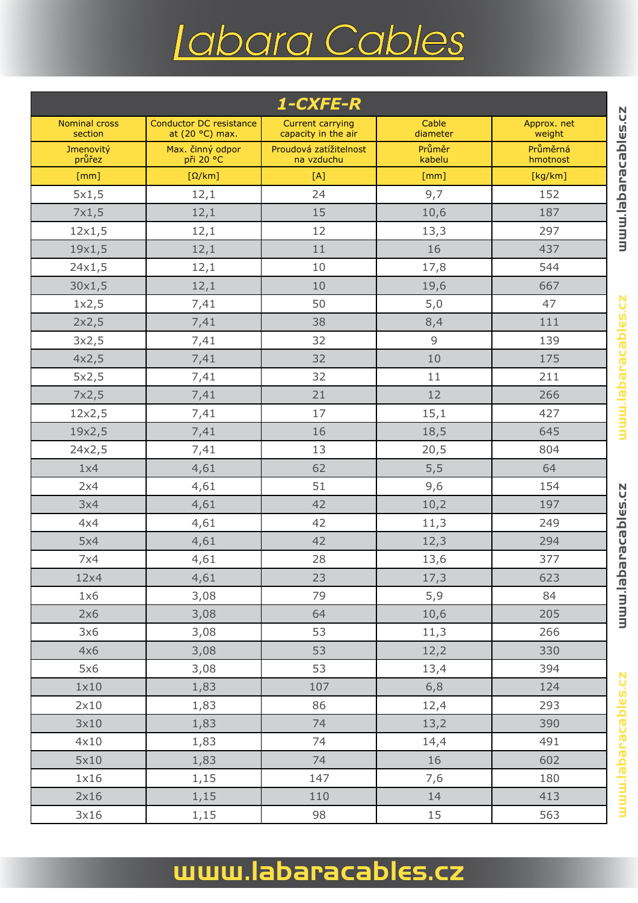# Labara Cables

| 1-CXFE-R | | | | |
|---|---|---|---|---|
| Nominal cross section | Conductor DC resistance at (20 °C) max. | Current carrying capacity in the air | Cable diameter | Approx. net weight |
| Jmenovitý průřez | Max. činný odpor při 20 °C | Proudová zatížitelnost na vzduchu | Průměr kabelu | Průměrná hmotnost |
| [mm] | [Ω/km] | [A] | [mm] | [kg/km] |
| 5x1,5 | 12,1 | 24 | 9,7 | 152 |
| 7x1,5 | 12,1 | 15 | 10,6 | 187 |
| 12x1,5 | 12,1 | 12 | 13,3 | 297 |
| 19x1,5 | 12,1 | 11 | 16 | 437 |
| 24x1,5 | 12,1 | 10 | 17,8 | 544 |
| 30x1,5 | 12,1 | 10 | 19,6 | 667 |
| 1x2,5 | 7,41 | 50 | 5,0 | 47 |
| 2x2,5 | 7,41 | 38 | 8,4 | 111 |
| 3x2,5 | 7,41 | 32 | 9 | 139 |
| 4x2,5 | 7,41 | 32 | 10 | 175 |
| 5x2,5 | 7,41 | 32 | 11 | 211 |
| 7x2,5 | 7,41 | 21 | 12 | 266 |
| 12x2,5 | 7,41 | 17 | 15,1 | 427 |
| 19x2,5 | 7,41 | 16 | 18,5 | 645 |
| 24x2,5 | 7,41 | 13 | 20,5 | 804 |
| 1x4 | 4,61 | 62 | 5,5 | 64 |
| 2x4 | 4,61 | 51 | 9,6 | 154 |
| 3x4 | 4,61 | 42 | 10,2 | 197 |
| 4x4 | 4,61 | 42 | 11,3 | 249 |
| 5x4 | 4,61 | 42 | 12,3 | 294 |
| 7x4 | 4,61 | 28 | 13,6 | 377 |
| 12x4 | 4,61 | 23 | 17,3 | 623 |
| 1x6 | 3,08 | 79 | 5,9 | 84 |
| 2x6 | 3,08 | 64 | 10,6 | 205 |
| 3x6 | 3,08 | 53 | 11,3 | 266 |
| 4x6 | 3,08 | 53 | 12,2 | 330 |
| 5x6 | 3,08 | 53 | 13,4 | 394 |
| 1x10 | 1,83 | 107 | 6,8 | 124 |
| 2x10 | 1,83 | 86 | 12,4 | 293 |
| 3x10 | 1,83 | 74 | 13,2 | 390 |
| 4x10 | 1,83 | 74 | 14,4 | 491 |
| 5x10 | 1,83 | 74 | 16 | 602 |
| 1x16 | 1,15 | 147 | 7,6 | 180 |
| 2x16 | 1,15 | 110 | 14 | 413 |
| 3x16 | 1,15 | 98 | 15 | 563 |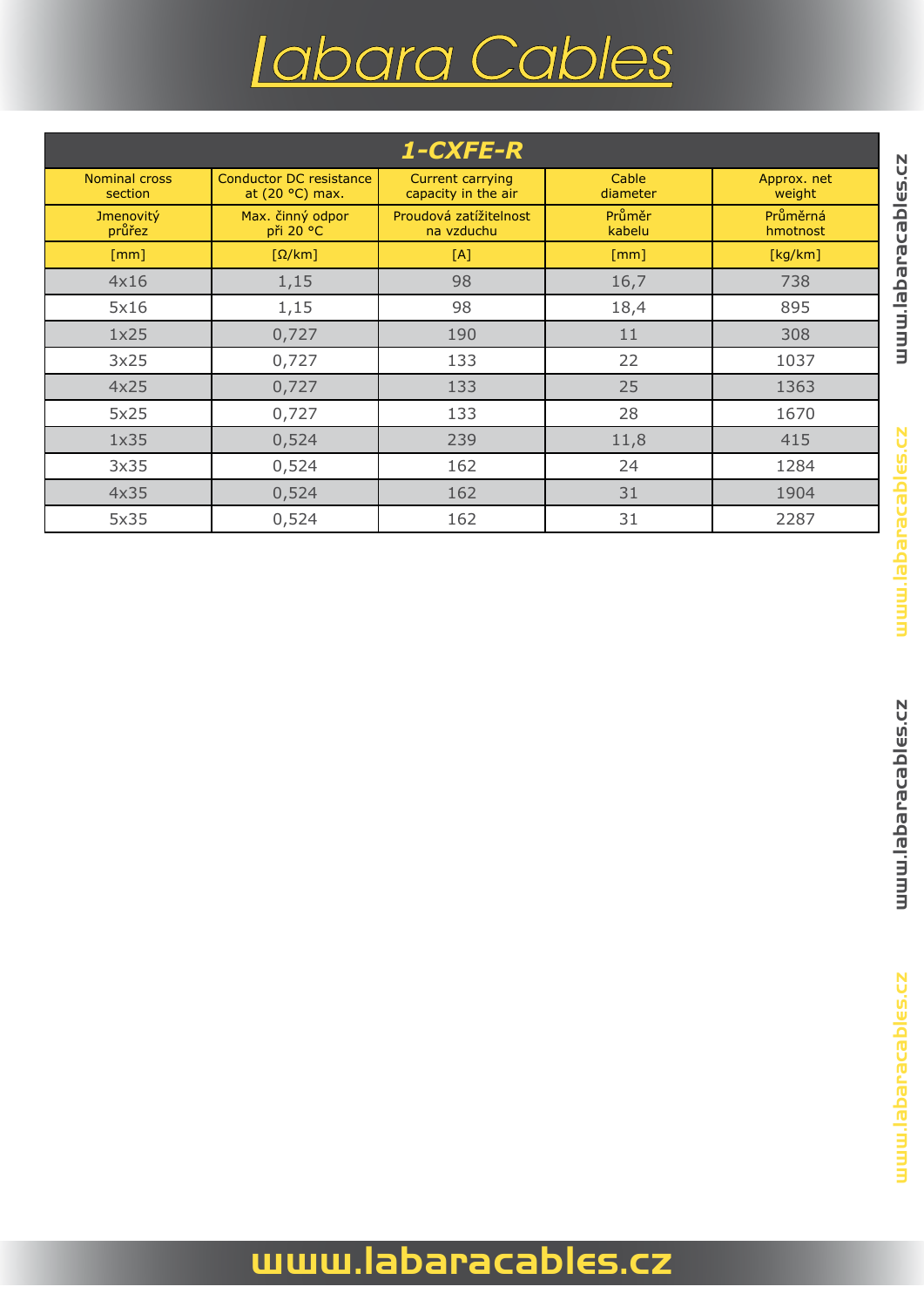# Labara Cables

| 1-CXFE-R | | | | |
|---|---|---|---|---|
| Nominal cross section | Conductor DC resistance at (20 °C) max. | Current carrying capacity in the air | Cable diameter | Approx. net weight |
| Jmenovitý průřez | Max. činný odpor při 20 °C | Proudová zatížitelnost na vzduchu | Průměr kabelu | Průměrná hmotnost |
| [mm] | [Ω/km] | [A] | [mm] | [kg/km] |
| 4x16 | 1,15 | 98 | 16,7 | 738 |
| 5x16 | 1,15 | 98 | 18,4 | 895 |
| 1x25 | 0,727 | 190 | 11 | 308 |
| 3x25 | 0,727 | 133 | 22 | 1037 |
| 4x25 | 0,727 | 133 | 25 | 1363 |
| 5x25 | 0,727 | 133 | 28 | 1670 |
| 1x35 | 0,524 | 239 | 11,8 | 415 |
| 3x35 | 0,524 | 162 | 24 | 1284 |
| 4x35 | 0,524 | 162 | 31 | 1904 |
| 5x35 | 0,524 | 162 | 31 | 2287 |

www.labaracables.cz